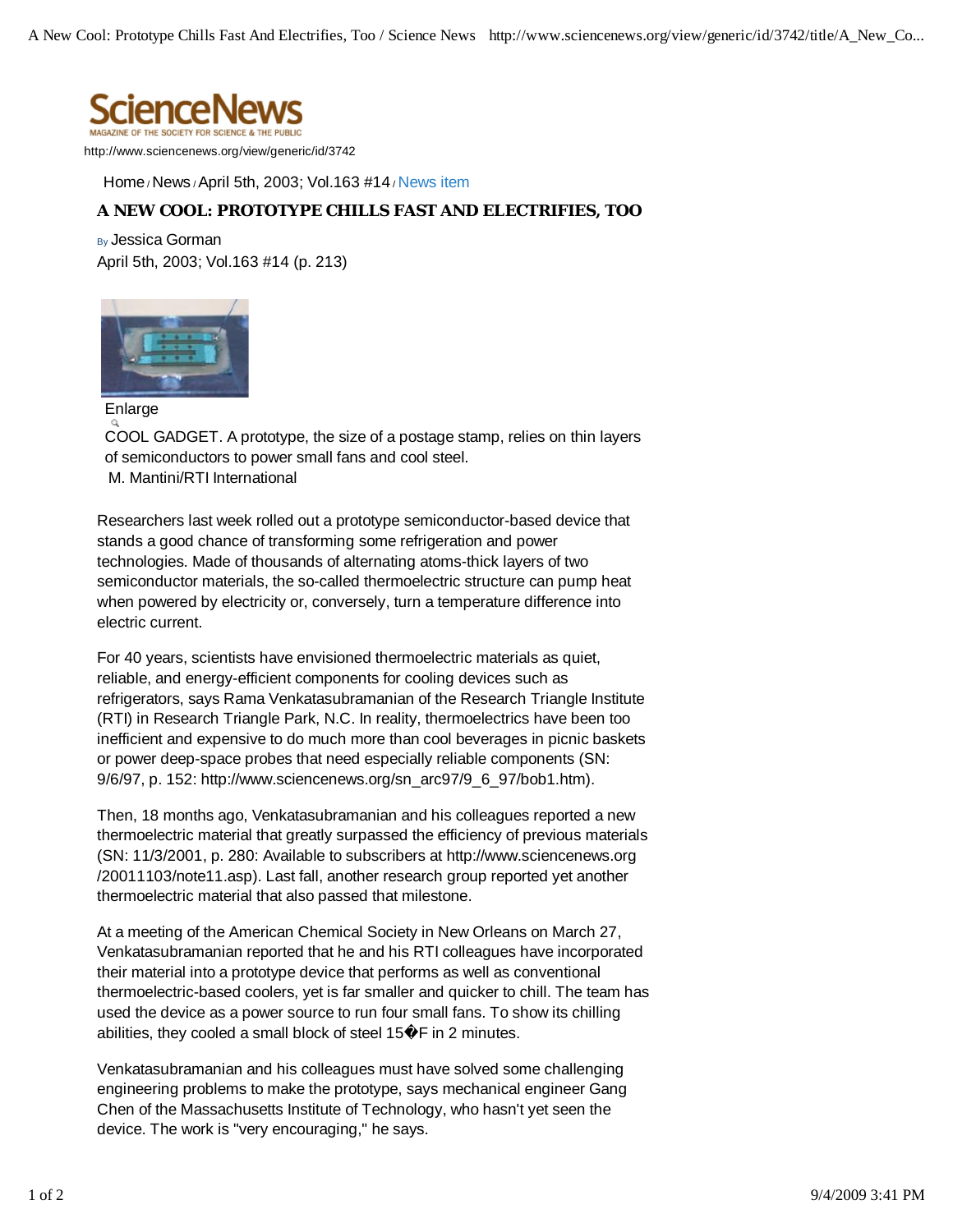**ScienceNews**
MAGAZINE OF THE SOCIETY FOR SCIENCE & THE PUBLIC

http://www.sciencenews.org/view/generic/id/3742

Home / News / April 5th, 2003; Vol.163 #14 / News item

# A NEW COOL: PROTOTYPE CHILLS FAST AND ELECTRIFIES, TOO

By Jessica Gorman
April 5th, 2003; Vol.163 #14 (p. 213)

Enlarge

COOL GADGET. A prototype, the size of a postage stamp, relies on thin layers of semiconductors to power small fans and cool steel.
M. Mantini/RTI International

Researchers last week rolled out a prototype semiconductor-based device that stands a good chance of transforming some refrigeration and power technologies. Made of thousands of alternating atoms-thick layers of two semiconductor materials, the so-called thermoelectric structure can pump heat when powered by electricity or, conversely, turn a temperature difference into electric current.

For 40 years, scientists have envisioned thermoelectric materials as quiet, reliable, and energy-efficient components for cooling devices such as refrigerators, says Rama Venkatasubramanian of the Research Triangle Institute (RTI) in Research Triangle Park, N.C. In reality, thermoelectrics have been too inefficient and expensive to do much more than cool beverages in picnic baskets or power deep-space probes that need especially reliable components (SN: 9/6/97, p. 152: http://www.sciencenews.org/sn_arc97/9_6_97/bob1.htm).

Then, 18 months ago, Venkatasubramanian and his colleagues reported a new thermoelectric material that greatly surpassed the efficiency of previous materials (SN: 11/3/2001, p. 280: Available to subscribers at http://www.sciencenews.org/20011103/note11.asp). Last fall, another research group reported yet another thermoelectric material that also passed that milestone.

At a meeting of the American Chemical Society in New Orleans on March 27, Venkatasubramanian reported that he and his RTI colleagues have incorporated their material into a prototype device that performs as well as conventional thermoelectric-based coolers, yet is far smaller and quicker to chill. The team has used the device as a power source to run four small fans. To show its chilling abilities, they cooled a small block of steel 15�F in 2 minutes.

Venkatasubramanian and his colleagues must have solved some challenging engineering problems to make the prototype, says mechanical engineer Gang Chen of the Massachusetts Institute of Technology, who hasn't yet seen the device. The work is "very encouraging," he says.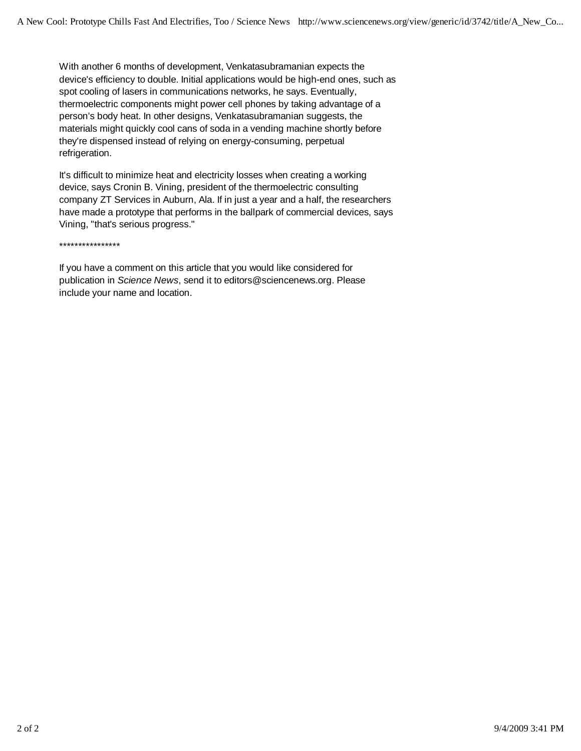With another 6 months of development, Venkatasubramanian expects the device's efficiency to double. Initial applications would be high-end ones, such as spot cooling of lasers in communications networks, he says. Eventually, thermoelectric components might power cell phones by taking advantage of a person's body heat. In other designs, Venkatasubramanian suggests, the materials might quickly cool cans of soda in a vending machine shortly before they're dispensed instead of relying on energy-consuming, perpetual refrigeration.

It's difficult to minimize heat and electricity losses when creating a working device, says Cronin B. Vining, president of the thermoelectric consulting company ZT Services in Auburn, Ala. If in just a year and a half, the researchers have made a prototype that performs in the ballpark of commercial devices, says Vining, "that's serious progress."

****************

If you have a comment on this article that you would like considered for publication in *Science News*, send it to editors@sciencenews.org. Please include your name and location.